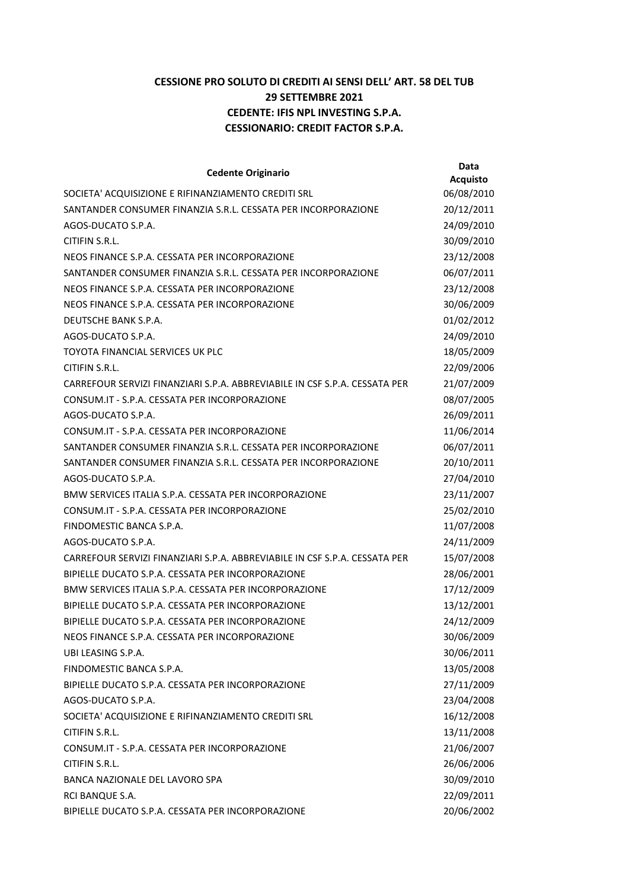**CESSIONE PRO SOLUTO DI CREDITI AI SENSI DELL' ART. 58 DEL TUB**
**29 SETTEMBRE 2021**
**CEDENTE: IFIS NPL INVESTING S.P.A.**
**CESSIONARIO: CREDIT FACTOR S.P.A.**

| Cedente Originario | Data Acquisto |
|---|---|
| SOCIETA' ACQUISIZIONE E RIFINANZIAMENTO CREDITI SRL | 06/08/2010 |
| SANTANDER CONSUMER FINANZIA S.R.L. CESSATA PER INCORPORAZIONE | 20/12/2011 |
| AGOS-DUCATO S.P.A. | 24/09/2010 |
| CITIFIN S.R.L. | 30/09/2010 |
| NEOS FINANCE S.P.A. CESSATA PER INCORPORAZIONE | 23/12/2008 |
| SANTANDER CONSUMER FINANZIA S.R.L. CESSATA PER INCORPORAZIONE | 06/07/2011 |
| NEOS FINANCE S.P.A. CESSATA PER INCORPORAZIONE | 23/12/2008 |
| NEOS FINANCE S.P.A. CESSATA PER INCORPORAZIONE | 30/06/2009 |
| DEUTSCHE BANK S.P.A. | 01/02/2012 |
| AGOS-DUCATO S.P.A. | 24/09/2010 |
| TOYOTA FINANCIAL SERVICES UK PLC | 18/05/2009 |
| CITIFIN S.R.L. | 22/09/2006 |
| CARREFOUR SERVIZI FINANZIARI S.P.A. ABBREVIABILE IN CSF S.P.A. CESSATA PER | 21/07/2009 |
| CONSUM.IT - S.P.A. CESSATA PER INCORPORAZIONE | 08/07/2005 |
| AGOS-DUCATO S.P.A. | 26/09/2011 |
| CONSUM.IT - S.P.A. CESSATA PER INCORPORAZIONE | 11/06/2014 |
| SANTANDER CONSUMER FINANZIA S.R.L. CESSATA PER INCORPORAZIONE | 06/07/2011 |
| SANTANDER CONSUMER FINANZIA S.R.L. CESSATA PER INCORPORAZIONE | 20/10/2011 |
| AGOS-DUCATO S.P.A. | 27/04/2010 |
| BMW SERVICES ITALIA S.P.A. CESSATA PER INCORPORAZIONE | 23/11/2007 |
| CONSUM.IT - S.P.A. CESSATA PER INCORPORAZIONE | 25/02/2010 |
| FINDOMESTIC BANCA S.P.A. | 11/07/2008 |
| AGOS-DUCATO S.P.A. | 24/11/2009 |
| CARREFOUR SERVIZI FINANZIARI S.P.A. ABBREVIABILE IN CSF S.P.A. CESSATA PER | 15/07/2008 |
| BIPIELLE DUCATO S.P.A. CESSATA PER INCORPORAZIONE | 28/06/2001 |
| BMW SERVICES ITALIA S.P.A. CESSATA PER INCORPORAZIONE | 17/12/2009 |
| BIPIELLE DUCATO S.P.A. CESSATA PER INCORPORAZIONE | 13/12/2001 |
| BIPIELLE DUCATO S.P.A. CESSATA PER INCORPORAZIONE | 24/12/2009 |
| NEOS FINANCE S.P.A. CESSATA PER INCORPORAZIONE | 30/06/2009 |
| UBI LEASING S.P.A. | 30/06/2011 |
| FINDOMESTIC BANCA S.P.A. | 13/05/2008 |
| BIPIELLE DUCATO S.P.A. CESSATA PER INCORPORAZIONE | 27/11/2009 |
| AGOS-DUCATO S.P.A. | 23/04/2008 |
| SOCIETA' ACQUISIZIONE E RIFINANZIAMENTO CREDITI SRL | 16/12/2008 |
| CITIFIN S.R.L. | 13/11/2008 |
| CONSUM.IT - S.P.A. CESSATA PER INCORPORAZIONE | 21/06/2007 |
| CITIFIN S.R.L. | 26/06/2006 |
| BANCA NAZIONALE DEL LAVORO SPA | 30/09/2010 |
| RCI BANQUE S.A. | 22/09/2011 |
| BIPIELLE DUCATO S.P.A. CESSATA PER INCORPORAZIONE | 20/06/2002 |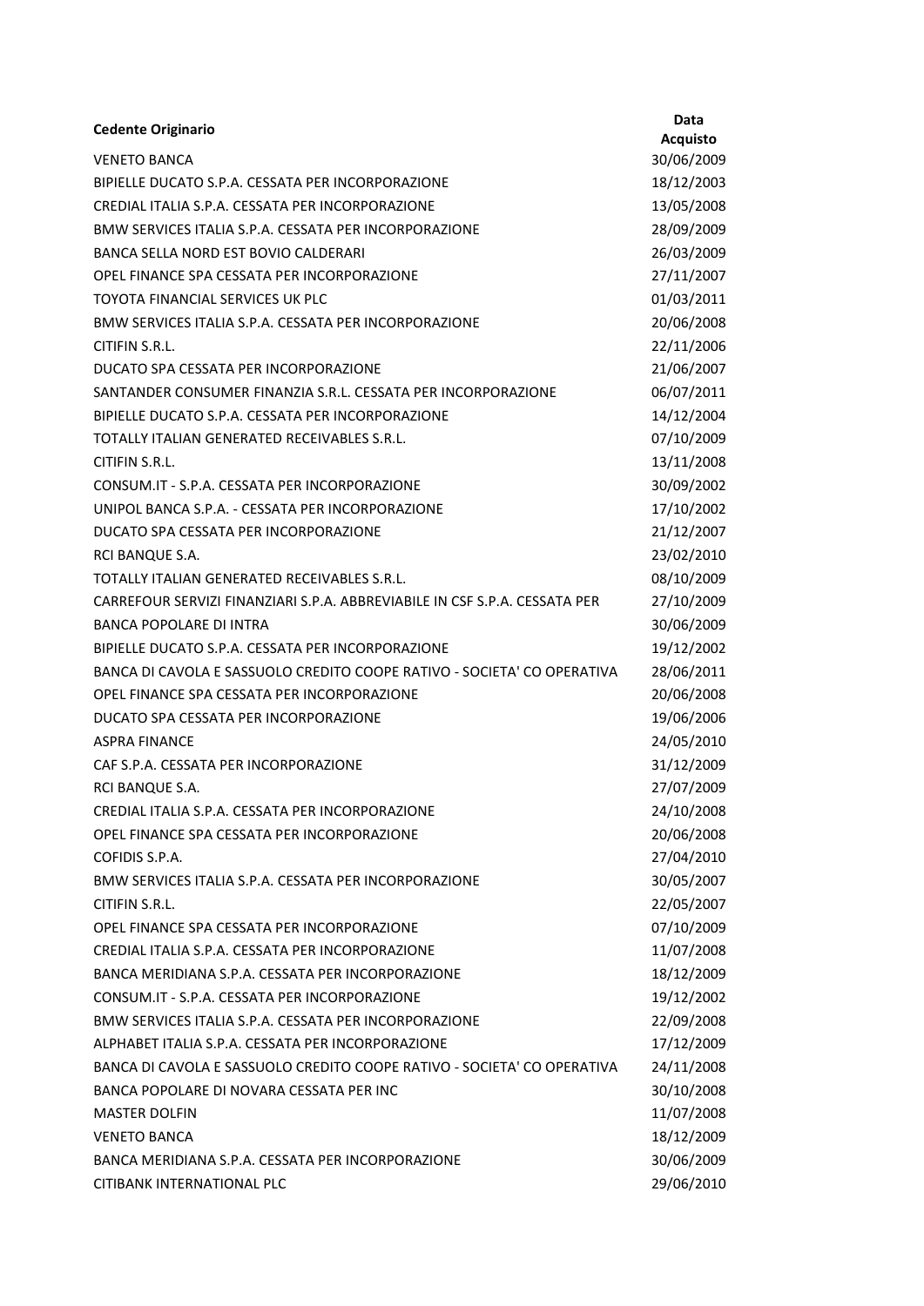| Cedente Originario | Data Acquisto |
|---|---|
| VENETO BANCA | 30/06/2009 |
| BIPIELLE DUCATO S.P.A. CESSATA PER INCORPORAZIONE | 18/12/2003 |
| CREDIAL ITALIA S.P.A. CESSATA PER INCORPORAZIONE | 13/05/2008 |
| BMW SERVICES ITALIA S.P.A. CESSATA PER INCORPORAZIONE | 28/09/2009 |
| BANCA SELLA NORD EST BOVIO CALDERARI | 26/03/2009 |
| OPEL FINANCE SPA CESSATA PER INCORPORAZIONE | 27/11/2007 |
| TOYOTA FINANCIAL SERVICES UK PLC | 01/03/2011 |
| BMW SERVICES ITALIA S.P.A. CESSATA PER INCORPORAZIONE | 20/06/2008 |
| CITIFIN S.R.L. | 22/11/2006 |
| DUCATO SPA CESSATA PER INCORPORAZIONE | 21/06/2007 |
| SANTANDER CONSUMER FINANZIA S.R.L. CESSATA PER INCORPORAZIONE | 06/07/2011 |
| BIPIELLE DUCATO S.P.A. CESSATA PER INCORPORAZIONE | 14/12/2004 |
| TOTALLY ITALIAN GENERATED RECEIVABLES S.R.L. | 07/10/2009 |
| CITIFIN S.R.L. | 13/11/2008 |
| CONSUM.IT - S.P.A. CESSATA PER INCORPORAZIONE | 30/09/2002 |
| UNIPOL BANCA S.P.A. - CESSATA PER INCORPORAZIONE | 17/10/2002 |
| DUCATO SPA CESSATA PER INCORPORAZIONE | 21/12/2007 |
| RCI BANQUE S.A. | 23/02/2010 |
| TOTALLY ITALIAN GENERATED RECEIVABLES S.R.L. | 08/10/2009 |
| CARREFOUR SERVIZI FINANZIARI S.P.A. ABBREVIABILE IN CSF S.P.A. CESSATA PER | 27/10/2009 |
| BANCA POPOLARE DI INTRA | 30/06/2009 |
| BIPIELLE DUCATO S.P.A. CESSATA PER INCORPORAZIONE | 19/12/2002 |
| BANCA DI CAVOLA E SASSUOLO CREDITO COOPE RATIVO - SOCIETA' CO OPERATIVA | 28/06/2011 |
| OPEL FINANCE SPA CESSATA PER INCORPORAZIONE | 20/06/2008 |
| DUCATO SPA CESSATA PER INCORPORAZIONE | 19/06/2006 |
| ASPRA FINANCE | 24/05/2010 |
| CAF S.P.A. CESSATA PER INCORPORAZIONE | 31/12/2009 |
| RCI BANQUE S.A. | 27/07/2009 |
| CREDIAL ITALIA S.P.A. CESSATA PER INCORPORAZIONE | 24/10/2008 |
| OPEL FINANCE SPA CESSATA PER INCORPORAZIONE | 20/06/2008 |
| COFIDIS S.P.A. | 27/04/2010 |
| BMW SERVICES ITALIA S.P.A. CESSATA PER INCORPORAZIONE | 30/05/2007 |
| CITIFIN S.R.L. | 22/05/2007 |
| OPEL FINANCE SPA CESSATA PER INCORPORAZIONE | 07/10/2009 |
| CREDIAL ITALIA S.P.A. CESSATA PER INCORPORAZIONE | 11/07/2008 |
| BANCA MERIDIANA S.P.A. CESSATA PER INCORPORAZIONE | 18/12/2009 |
| CONSUM.IT - S.P.A. CESSATA PER INCORPORAZIONE | 19/12/2002 |
| BMW SERVICES ITALIA S.P.A. CESSATA PER INCORPORAZIONE | 22/09/2008 |
| ALPHABET ITALIA S.P.A. CESSATA PER INCORPORAZIONE | 17/12/2009 |
| BANCA DI CAVOLA E SASSUOLO CREDITO COOPE RATIVO - SOCIETA' CO OPERATIVA | 24/11/2008 |
| BANCA POPOLARE DI NOVARA CESSATA PER INC | 30/10/2008 |
| MASTER DOLFIN | 11/07/2008 |
| VENETO BANCA | 18/12/2009 |
| BANCA MERIDIANA S.P.A. CESSATA PER INCORPORAZIONE | 30/06/2009 |
| CITIBANK INTERNATIONAL PLC | 29/06/2010 |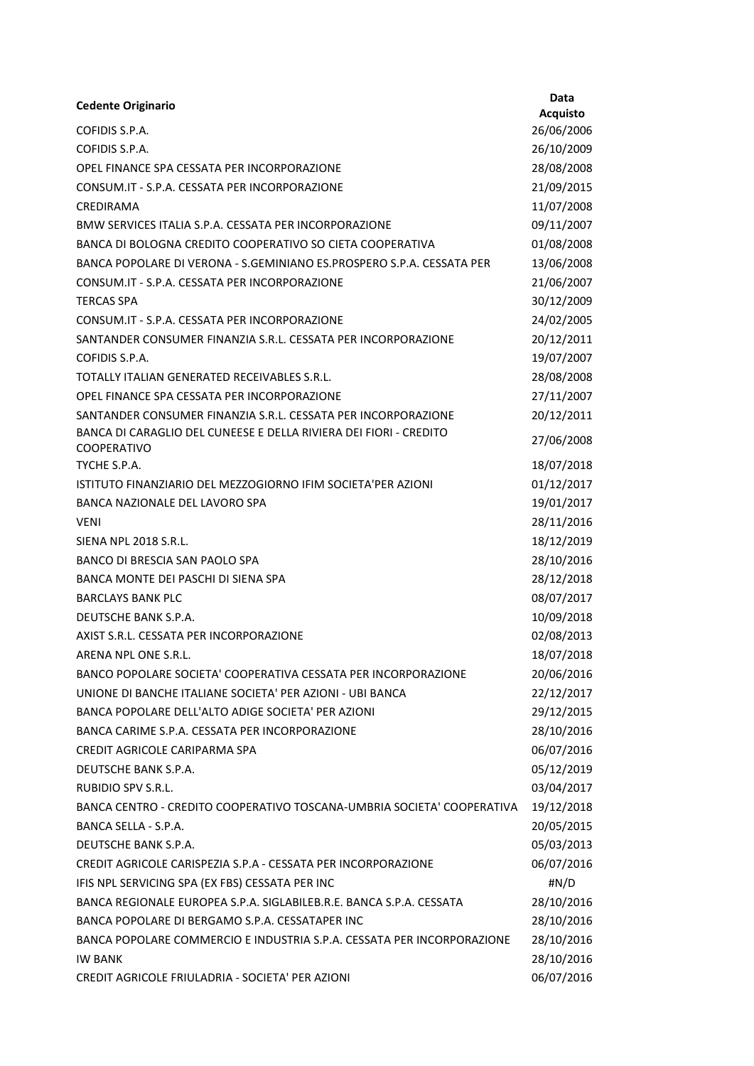| Cedente Originario | Data Acquisto |
| --- | --- |
| COFIDIS S.P.A. | 26/06/2006 |
| COFIDIS S.P.A. | 26/10/2009 |
| OPEL FINANCE SPA CESSATA PER INCORPORAZIONE | 28/08/2008 |
| CONSUM.IT - S.P.A. CESSATA PER INCORPORAZIONE | 21/09/2015 |
| CREDIRAMA | 11/07/2008 |
| BMW SERVICES ITALIA S.P.A. CESSATA PER INCORPORAZIONE | 09/11/2007 |
| BANCA DI BOLOGNA CREDITO COOPERATIVO SO CIETA COOPERATIVA | 01/08/2008 |
| BANCA POPOLARE DI VERONA - S.GEMINIANO ES.PROSPERO S.P.A. CESSATA PER | 13/06/2008 |
| CONSUM.IT - S.P.A. CESSATA PER INCORPORAZIONE | 21/06/2007 |
| TERCAS SPA | 30/12/2009 |
| CONSUM.IT - S.P.A. CESSATA PER INCORPORAZIONE | 24/02/2005 |
| SANTANDER CONSUMER FINANZIA S.R.L. CESSATA PER INCORPORAZIONE | 20/12/2011 |
| COFIDIS S.P.A. | 19/07/2007 |
| TOTALLY ITALIAN GENERATED RECEIVABLES S.R.L. | 28/08/2008 |
| OPEL FINANCE SPA CESSATA PER INCORPORAZIONE | 27/11/2007 |
| SANTANDER CONSUMER FINANZIA S.R.L. CESSATA PER INCORPORAZIONE | 20/12/2011 |
| BANCA DI CARAGLIO DEL CUNEESE E DELLA RIVIERA DEI FIORI - CREDITO COOPERATIVO | 27/06/2008 |
| TYCHE S.P.A. | 18/07/2018 |
| ISTITUTO FINANZIARIO DEL MEZZOGIORNO IFIM SOCIETA'PER AZIONI | 01/12/2017 |
| BANCA NAZIONALE DEL LAVORO SPA | 19/01/2017 |
| VENI | 28/11/2016 |
| SIENA NPL 2018 S.R.L. | 18/12/2019 |
| BANCO DI BRESCIA SAN PAOLO SPA | 28/10/2016 |
| BANCA MONTE DEI PASCHI DI SIENA SPA | 28/12/2018 |
| BARCLAYS BANK PLC | 08/07/2017 |
| DEUTSCHE BANK S.P.A. | 10/09/2018 |
| AXIST S.R.L. CESSATA PER INCORPORAZIONE | 02/08/2013 |
| ARENA NPL ONE S.R.L. | 18/07/2018 |
| BANCO POPOLARE SOCIETA' COOPERATIVA CESSATA PER INCORPORAZIONE | 20/06/2016 |
| UNIONE DI BANCHE ITALIANE SOCIETA' PER AZIONI - UBI BANCA | 22/12/2017 |
| BANCA POPOLARE DELL'ALTO ADIGE SOCIETA' PER AZIONI | 29/12/2015 |
| BANCA CARIME S.P.A. CESSATA PER INCORPORAZIONE | 28/10/2016 |
| CREDIT AGRICOLE CARIPARMA SPA | 06/07/2016 |
| DEUTSCHE BANK S.P.A. | 05/12/2019 |
| RUBIDIO SPV S.R.L. | 03/04/2017 |
| BANCA CENTRO - CREDITO COOPERATIVO TOSCANA-UMBRIA SOCIETA' COOPERATIVA | 19/12/2018 |
| BANCA SELLA - S.P.A. | 20/05/2015 |
| DEUTSCHE BANK S.P.A. | 05/03/2013 |
| CREDIT AGRICOLE CARISPEZIA S.P.A - CESSATA PER INCORPORAZIONE | 06/07/2016 |
| IFIS NPL SERVICING SPA (EX FBS) CESSATA PER INC | #N/D |
| BANCA REGIONALE EUROPEA S.P.A. SIGLABILEB.R.E. BANCA S.P.A. CESSATA | 28/10/2016 |
| BANCA POPOLARE DI BERGAMO S.P.A. CESSATAPER INC | 28/10/2016 |
| BANCA POPOLARE COMMERCIO E INDUSTRIA S.P.A. CESSATA PER INCORPORAZIONE | 28/10/2016 |
| IW BANK | 28/10/2016 |
| CREDIT AGRICOLE FRIULADRIA - SOCIETA' PER AZIONI | 06/07/2016 |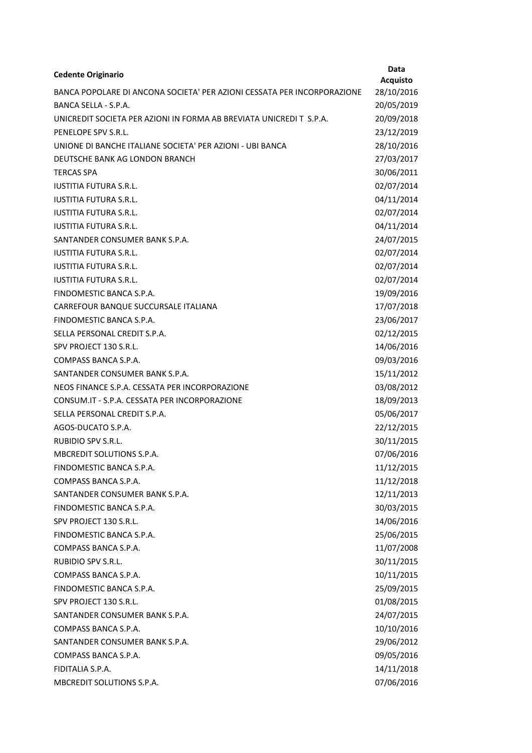| Cedente Originario | Data Acquisto |
|---|---|
| BANCA POPOLARE DI ANCONA SOCIETA' PER AZIONI CESSATA PER INCORPORAZIONE | 28/10/2016 |
| BANCA SELLA - S.P.A. | 20/05/2019 |
| UNICREDIT SOCIETA PER AZIONI IN FORMA AB BREVIATA UNICREDI T S.P.A. | 20/09/2018 |
| PENELOPE SPV S.R.L. | 23/12/2019 |
| UNIONE DI BANCHE ITALIANE SOCIETA' PER AZIONI - UBI BANCA | 28/10/2016 |
| DEUTSCHE BANK AG LONDON BRANCH | 27/03/2017 |
| TERCAS SPA | 30/06/2011 |
| IUSTITIA FUTURA S.R.L. | 02/07/2014 |
| IUSTITIA FUTURA S.R.L. | 04/11/2014 |
| IUSTITIA FUTURA S.R.L. | 02/07/2014 |
| IUSTITIA FUTURA S.R.L. | 04/11/2014 |
| SANTANDER CONSUMER BANK S.P.A. | 24/07/2015 |
| IUSTITIA FUTURA S.R.L. | 02/07/2014 |
| IUSTITIA FUTURA S.R.L. | 02/07/2014 |
| IUSTITIA FUTURA S.R.L. | 02/07/2014 |
| FINDOMESTIC BANCA S.P.A. | 19/09/2016 |
| CARREFOUR BANQUE SUCCURSALE ITALIANA | 17/07/2018 |
| FINDOMESTIC BANCA S.P.A. | 23/06/2017 |
| SELLA PERSONAL CREDIT S.P.A. | 02/12/2015 |
| SPV PROJECT 130 S.R.L. | 14/06/2016 |
| COMPASS BANCA S.P.A. | 09/03/2016 |
| SANTANDER CONSUMER BANK S.P.A. | 15/11/2012 |
| NEOS FINANCE S.P.A. CESSATA PER INCORPORAZIONE | 03/08/2012 |
| CONSUM.IT - S.P.A. CESSATA PER INCORPORAZIONE | 18/09/2013 |
| SELLA PERSONAL CREDIT S.P.A. | 05/06/2017 |
| AGOS-DUCATO S.P.A. | 22/12/2015 |
| RUBIDIO SPV S.R.L. | 30/11/2015 |
| MBCREDIT SOLUTIONS S.P.A. | 07/06/2016 |
| FINDOMESTIC BANCA S.P.A. | 11/12/2015 |
| COMPASS BANCA S.P.A. | 11/12/2018 |
| SANTANDER CONSUMER BANK S.P.A. | 12/11/2013 |
| FINDOMESTIC BANCA S.P.A. | 30/03/2015 |
| SPV PROJECT 130 S.R.L. | 14/06/2016 |
| FINDOMESTIC BANCA S.P.A. | 25/06/2015 |
| COMPASS BANCA S.P.A. | 11/07/2008 |
| RUBIDIO SPV S.R.L. | 30/11/2015 |
| COMPASS BANCA S.P.A. | 10/11/2015 |
| FINDOMESTIC BANCA S.P.A. | 25/09/2015 |
| SPV PROJECT 130 S.R.L. | 01/08/2015 |
| SANTANDER CONSUMER BANK S.P.A. | 24/07/2015 |
| COMPASS BANCA S.P.A. | 10/10/2016 |
| SANTANDER CONSUMER BANK S.P.A. | 29/06/2012 |
| COMPASS BANCA S.P.A. | 09/05/2016 |
| FIDITALIA S.P.A. | 14/11/2018 |
| MBCREDIT SOLUTIONS S.P.A. | 07/06/2016 |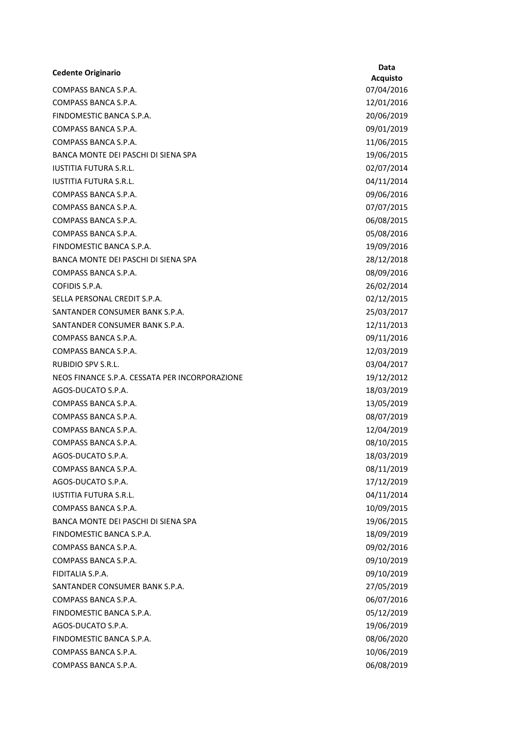| Cedente Originario | Data Acquisto |
| --- | --- |
| COMPASS BANCA S.P.A. | 07/04/2016 |
| COMPASS BANCA S.P.A. | 12/01/2016 |
| FINDOMESTIC BANCA S.P.A. | 20/06/2019 |
| COMPASS BANCA S.P.A. | 09/01/2019 |
| COMPASS BANCA S.P.A. | 11/06/2015 |
| BANCA MONTE DEI PASCHI DI SIENA SPA | 19/06/2015 |
| IUSTITIA FUTURA S.R.L. | 02/07/2014 |
| IUSTITIA FUTURA S.R.L. | 04/11/2014 |
| COMPASS BANCA S.P.A. | 09/06/2016 |
| COMPASS BANCA S.P.A. | 07/07/2015 |
| COMPASS BANCA S.P.A. | 06/08/2015 |
| COMPASS BANCA S.P.A. | 05/08/2016 |
| FINDOMESTIC BANCA S.P.A. | 19/09/2016 |
| BANCA MONTE DEI PASCHI DI SIENA SPA | 28/12/2018 |
| COMPASS BANCA S.P.A. | 08/09/2016 |
| COFIDIS S.P.A. | 26/02/2014 |
| SELLA PERSONAL CREDIT S.P.A. | 02/12/2015 |
| SANTANDER CONSUMER BANK S.P.A. | 25/03/2017 |
| SANTANDER CONSUMER BANK S.P.A. | 12/11/2013 |
| COMPASS BANCA S.P.A. | 09/11/2016 |
| COMPASS BANCA S.P.A. | 12/03/2019 |
| RUBIDIO SPV S.R.L. | 03/04/2017 |
| NEOS FINANCE S.P.A. CESSATA PER INCORPORAZIONE | 19/12/2012 |
| AGOS-DUCATO S.P.A. | 18/03/2019 |
| COMPASS BANCA S.P.A. | 13/05/2019 |
| COMPASS BANCA S.P.A. | 08/07/2019 |
| COMPASS BANCA S.P.A. | 12/04/2019 |
| COMPASS BANCA S.P.A. | 08/10/2015 |
| AGOS-DUCATO S.P.A. | 18/03/2019 |
| COMPASS BANCA S.P.A. | 08/11/2019 |
| AGOS-DUCATO S.P.A. | 17/12/2019 |
| IUSTITIA FUTURA S.R.L. | 04/11/2014 |
| COMPASS BANCA S.P.A. | 10/09/2015 |
| BANCA MONTE DEI PASCHI DI SIENA SPA | 19/06/2015 |
| FINDOMESTIC BANCA S.P.A. | 18/09/2019 |
| COMPASS BANCA S.P.A. | 09/02/2016 |
| COMPASS BANCA S.P.A. | 09/10/2019 |
| FIDITALIA S.P.A. | 09/10/2019 |
| SANTANDER CONSUMER BANK S.P.A. | 27/05/2019 |
| COMPASS BANCA S.P.A. | 06/07/2016 |
| FINDOMESTIC BANCA S.P.A. | 05/12/2019 |
| AGOS-DUCATO S.P.A. | 19/06/2019 |
| FINDOMESTIC BANCA S.P.A. | 08/06/2020 |
| COMPASS BANCA S.P.A. | 10/06/2019 |
| COMPASS BANCA S.P.A. | 06/08/2019 |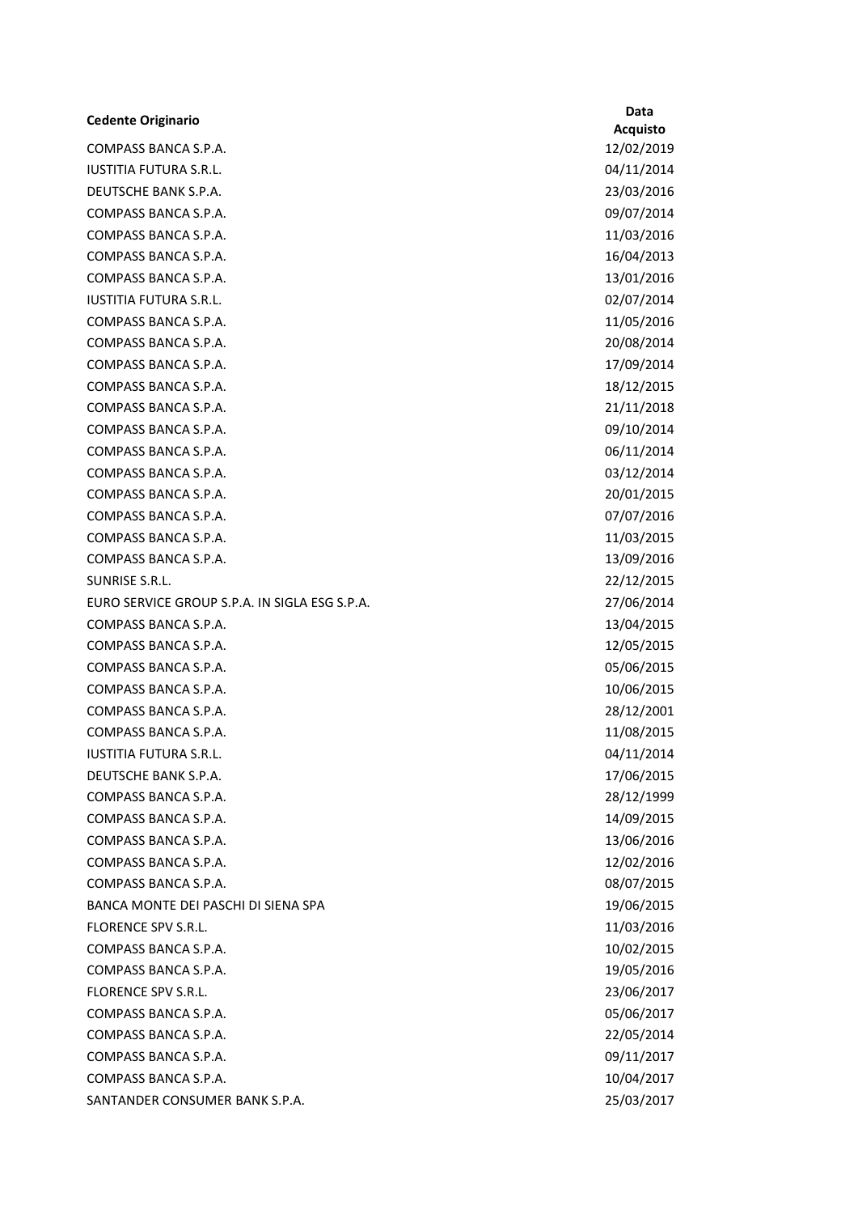| Cedente Originario | Data Acquisto |
|---|---|
| COMPASS BANCA S.P.A. | 12/02/2019 |
| IUSTITIA FUTURA S.R.L. | 04/11/2014 |
| DEUTSCHE BANK S.P.A. | 23/03/2016 |
| COMPASS BANCA S.P.A. | 09/07/2014 |
| COMPASS BANCA S.P.A. | 11/03/2016 |
| COMPASS BANCA S.P.A. | 16/04/2013 |
| COMPASS BANCA S.P.A. | 13/01/2016 |
| IUSTITIA FUTURA S.R.L. | 02/07/2014 |
| COMPASS BANCA S.P.A. | 11/05/2016 |
| COMPASS BANCA S.P.A. | 20/08/2014 |
| COMPASS BANCA S.P.A. | 17/09/2014 |
| COMPASS BANCA S.P.A. | 18/12/2015 |
| COMPASS BANCA S.P.A. | 21/11/2018 |
| COMPASS BANCA S.P.A. | 09/10/2014 |
| COMPASS BANCA S.P.A. | 06/11/2014 |
| COMPASS BANCA S.P.A. | 03/12/2014 |
| COMPASS BANCA S.P.A. | 20/01/2015 |
| COMPASS BANCA S.P.A. | 07/07/2016 |
| COMPASS BANCA S.P.A. | 11/03/2015 |
| COMPASS BANCA S.P.A. | 13/09/2016 |
| SUNRISE S.R.L. | 22/12/2015 |
| EURO SERVICE GROUP S.P.A. IN SIGLA ESG S.P.A. | 27/06/2014 |
| COMPASS BANCA S.P.A. | 13/04/2015 |
| COMPASS BANCA S.P.A. | 12/05/2015 |
| COMPASS BANCA S.P.A. | 05/06/2015 |
| COMPASS BANCA S.P.A. | 10/06/2015 |
| COMPASS BANCA S.P.A. | 28/12/2001 |
| COMPASS BANCA S.P.A. | 11/08/2015 |
| IUSTITIA FUTURA S.R.L. | 04/11/2014 |
| DEUTSCHE BANK S.P.A. | 17/06/2015 |
| COMPASS BANCA S.P.A. | 28/12/1999 |
| COMPASS BANCA S.P.A. | 14/09/2015 |
| COMPASS BANCA S.P.A. | 13/06/2016 |
| COMPASS BANCA S.P.A. | 12/02/2016 |
| COMPASS BANCA S.P.A. | 08/07/2015 |
| BANCA MONTE DEI PASCHI DI SIENA SPA | 19/06/2015 |
| FLORENCE SPV S.R.L. | 11/03/2016 |
| COMPASS BANCA S.P.A. | 10/02/2015 |
| COMPASS BANCA S.P.A. | 19/05/2016 |
| FLORENCE SPV S.R.L. | 23/06/2017 |
| COMPASS BANCA S.P.A. | 05/06/2017 |
| COMPASS BANCA S.P.A. | 22/05/2014 |
| COMPASS BANCA S.P.A. | 09/11/2017 |
| COMPASS BANCA S.P.A. | 10/04/2017 |
| SANTANDER CONSUMER BANK S.P.A. | 25/03/2017 |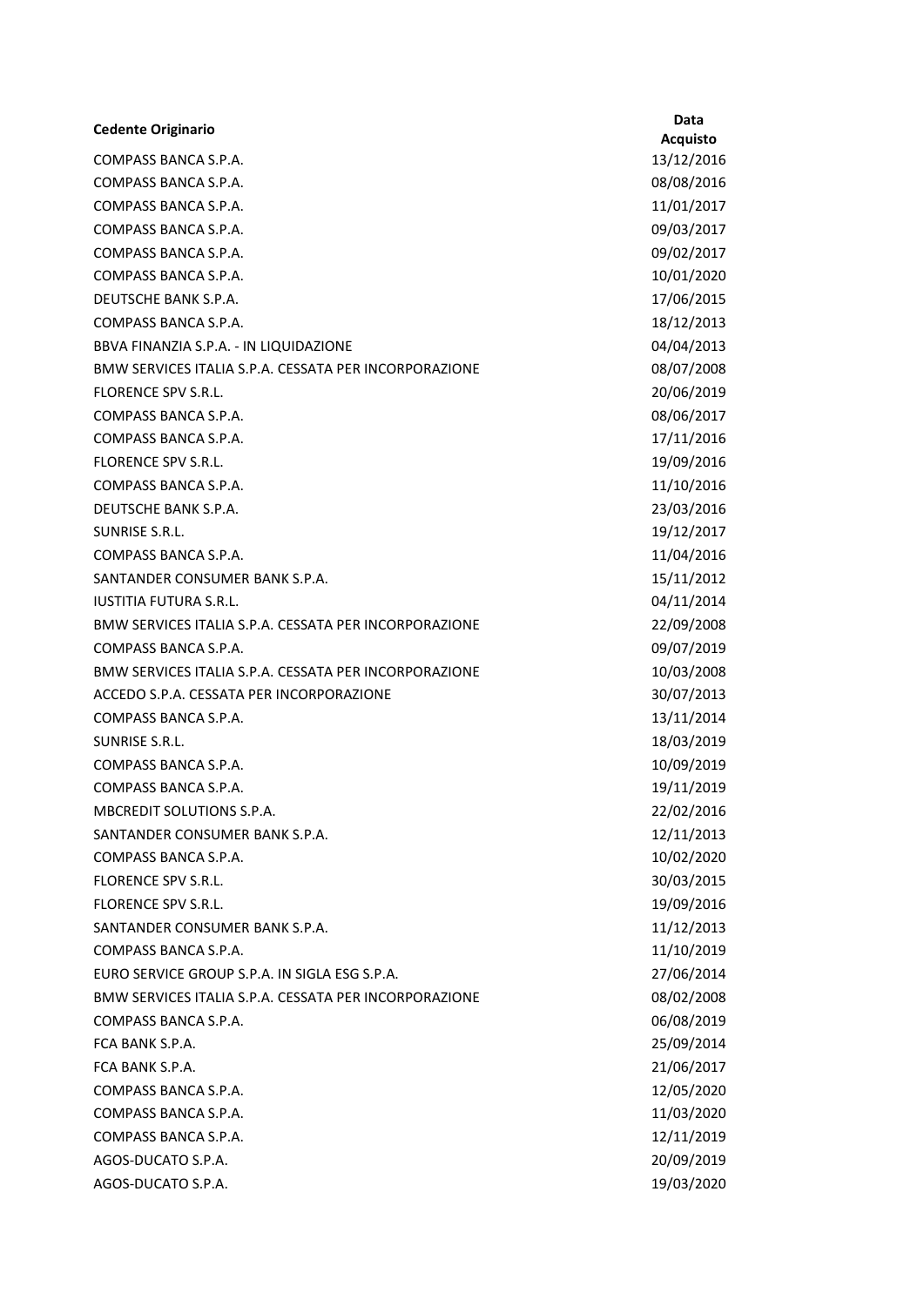| Cedente Originario | Data Acquisto |
| --- | --- |
| COMPASS BANCA S.P.A. | 13/12/2016 |
| COMPASS BANCA S.P.A. | 08/08/2016 |
| COMPASS BANCA S.P.A. | 11/01/2017 |
| COMPASS BANCA S.P.A. | 09/03/2017 |
| COMPASS BANCA S.P.A. | 09/02/2017 |
| COMPASS BANCA S.P.A. | 10/01/2020 |
| DEUTSCHE BANK S.P.A. | 17/06/2015 |
| COMPASS BANCA S.P.A. | 18/12/2013 |
| BBVA FINANZIA S.P.A. - IN LIQUIDAZIONE | 04/04/2013 |
| BMW SERVICES ITALIA S.P.A. CESSATA PER INCORPORAZIONE | 08/07/2008 |
| FLORENCE SPV S.R.L. | 20/06/2019 |
| COMPASS BANCA S.P.A. | 08/06/2017 |
| COMPASS BANCA S.P.A. | 17/11/2016 |
| FLORENCE SPV S.R.L. | 19/09/2016 |
| COMPASS BANCA S.P.A. | 11/10/2016 |
| DEUTSCHE BANK S.P.A. | 23/03/2016 |
| SUNRISE S.R.L. | 19/12/2017 |
| COMPASS BANCA S.P.A. | 11/04/2016 |
| SANTANDER CONSUMER BANK S.P.A. | 15/11/2012 |
| IUSTITIA FUTURA S.R.L. | 04/11/2014 |
| BMW SERVICES ITALIA S.P.A. CESSATA PER INCORPORAZIONE | 22/09/2008 |
| COMPASS BANCA S.P.A. | 09/07/2019 |
| BMW SERVICES ITALIA S.P.A. CESSATA PER INCORPORAZIONE | 10/03/2008 |
| ACCEDO S.P.A. CESSATA PER INCORPORAZIONE | 30/07/2013 |
| COMPASS BANCA S.P.A. | 13/11/2014 |
| SUNRISE S.R.L. | 18/03/2019 |
| COMPASS BANCA S.P.A. | 10/09/2019 |
| COMPASS BANCA S.P.A. | 19/11/2019 |
| MBCREDIT SOLUTIONS S.P.A. | 22/02/2016 |
| SANTANDER CONSUMER BANK S.P.A. | 12/11/2013 |
| COMPASS BANCA S.P.A. | 10/02/2020 |
| FLORENCE SPV S.R.L. | 30/03/2015 |
| FLORENCE SPV S.R.L. | 19/09/2016 |
| SANTANDER CONSUMER BANK S.P.A. | 11/12/2013 |
| COMPASS BANCA S.P.A. | 11/10/2019 |
| EURO SERVICE GROUP S.P.A. IN SIGLA ESG S.P.A. | 27/06/2014 |
| BMW SERVICES ITALIA S.P.A. CESSATA PER INCORPORAZIONE | 08/02/2008 |
| COMPASS BANCA S.P.A. | 06/08/2019 |
| FCA BANK S.P.A. | 25/09/2014 |
| FCA BANK S.P.A. | 21/06/2017 |
| COMPASS BANCA S.P.A. | 12/05/2020 |
| COMPASS BANCA S.P.A. | 11/03/2020 |
| COMPASS BANCA S.P.A. | 12/11/2019 |
| AGOS-DUCATO S.P.A. | 20/09/2019 |
| AGOS-DUCATO S.P.A. | 19/03/2020 |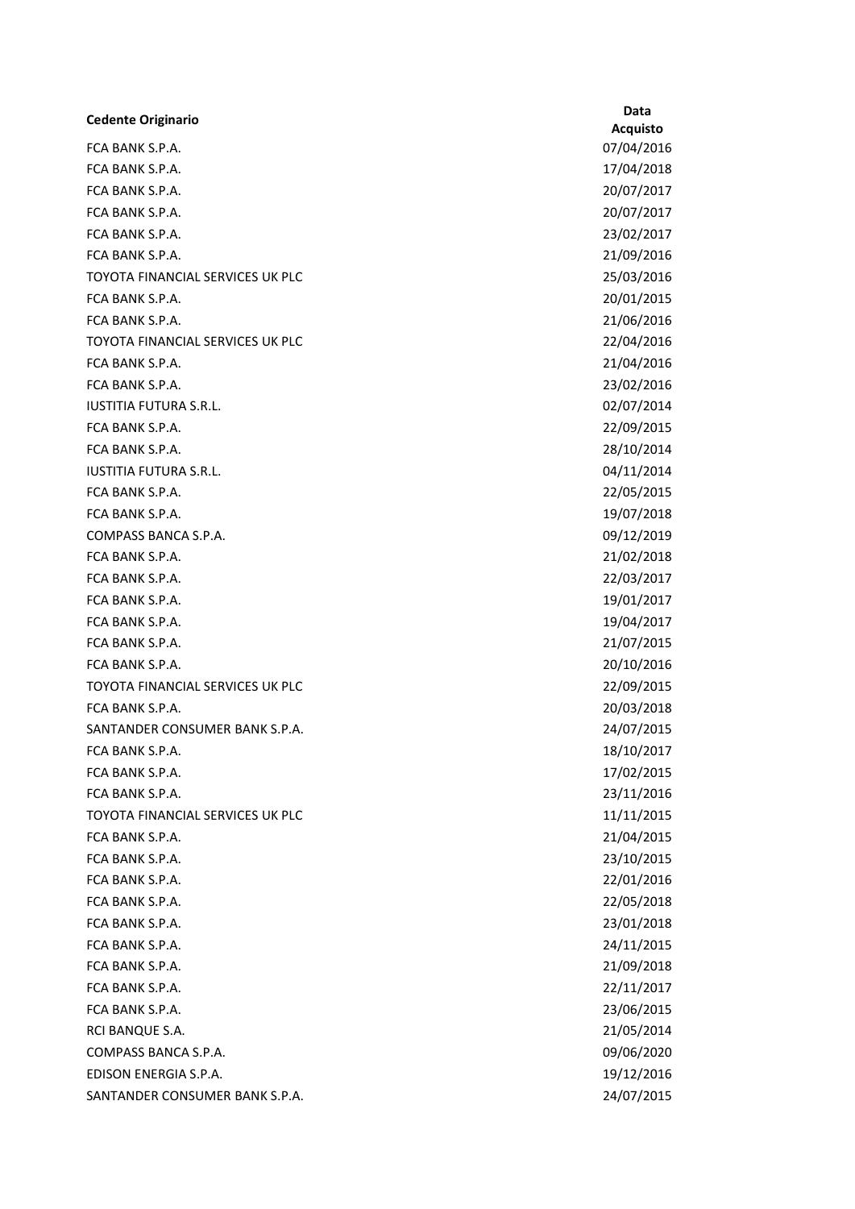| Cedente Originario | Data Acquisto |
|---|---|
| FCA BANK S.P.A. | 07/04/2016 |
| FCA BANK S.P.A. | 17/04/2018 |
| FCA BANK S.P.A. | 20/07/2017 |
| FCA BANK S.P.A. | 20/07/2017 |
| FCA BANK S.P.A. | 23/02/2017 |
| FCA BANK S.P.A. | 21/09/2016 |
| TOYOTA FINANCIAL SERVICES UK PLC | 25/03/2016 |
| FCA BANK S.P.A. | 20/01/2015 |
| FCA BANK S.P.A. | 21/06/2016 |
| TOYOTA FINANCIAL SERVICES UK PLC | 22/04/2016 |
| FCA BANK S.P.A. | 21/04/2016 |
| FCA BANK S.P.A. | 23/02/2016 |
| IUSTITIA FUTURA S.R.L. | 02/07/2014 |
| FCA BANK S.P.A. | 22/09/2015 |
| FCA BANK S.P.A. | 28/10/2014 |
| IUSTITIA FUTURA S.R.L. | 04/11/2014 |
| FCA BANK S.P.A. | 22/05/2015 |
| FCA BANK S.P.A. | 19/07/2018 |
| COMPASS BANCA S.P.A. | 09/12/2019 |
| FCA BANK S.P.A. | 21/02/2018 |
| FCA BANK S.P.A. | 22/03/2017 |
| FCA BANK S.P.A. | 19/01/2017 |
| FCA BANK S.P.A. | 19/04/2017 |
| FCA BANK S.P.A. | 21/07/2015 |
| FCA BANK S.P.A. | 20/10/2016 |
| TOYOTA FINANCIAL SERVICES UK PLC | 22/09/2015 |
| FCA BANK S.P.A. | 20/03/2018 |
| SANTANDER CONSUMER BANK S.P.A. | 24/07/2015 |
| FCA BANK S.P.A. | 18/10/2017 |
| FCA BANK S.P.A. | 17/02/2015 |
| FCA BANK S.P.A. | 23/11/2016 |
| TOYOTA FINANCIAL SERVICES UK PLC | 11/11/2015 |
| FCA BANK S.P.A. | 21/04/2015 |
| FCA BANK S.P.A. | 23/10/2015 |
| FCA BANK S.P.A. | 22/01/2016 |
| FCA BANK S.P.A. | 22/05/2018 |
| FCA BANK S.P.A. | 23/01/2018 |
| FCA BANK S.P.A. | 24/11/2015 |
| FCA BANK S.P.A. | 21/09/2018 |
| FCA BANK S.P.A. | 22/11/2017 |
| FCA BANK S.P.A. | 23/06/2015 |
| RCI BANQUE S.A. | 21/05/2014 |
| COMPASS BANCA S.P.A. | 09/06/2020 |
| EDISON ENERGIA S.P.A. | 19/12/2016 |
| SANTANDER CONSUMER BANK S.P.A. | 24/07/2015 |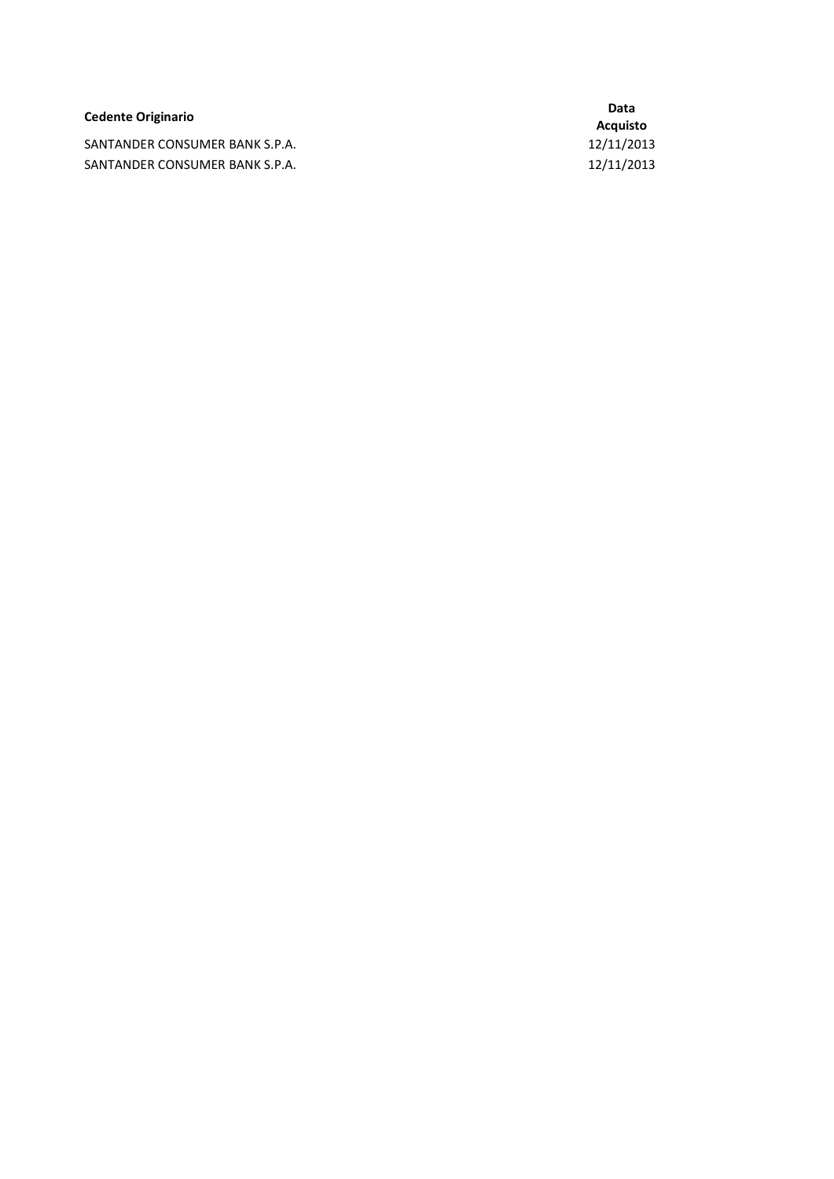| Cedente Originario | Data Acquisto |
| --- | --- |
| SANTANDER CONSUMER BANK S.P.A. | 12/11/2013 |
| SANTANDER CONSUMER BANK S.P.A. | 12/11/2013 |